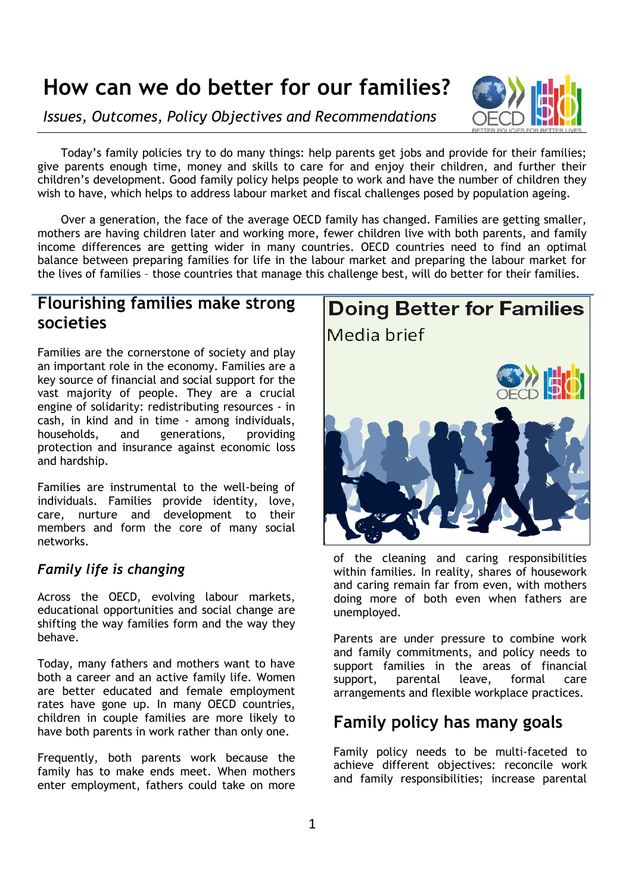# How can we do better for our families?

*Issues, Outcomes, Policy Objectives and Recommendations*

Today's family policies try to do many things: help parents get jobs and provide for their families; give parents enough time, money and skills to care for and enjoy their children, and further their children's development. Good family policy helps people to work and have the number of children they wish to have, which helps to address labour market and fiscal challenges posed by population ageing.

Over a generation, the face of the average OECD family has changed. Families are getting smaller, mothers are having children later and working more, fewer children live with both parents, and family income differences are getting wider in many countries. OECD countries need to find an optimal balance between preparing families for life in the labour market and preparing the labour market for the lives of families – those countries that manage this challenge best, will do better for their families.

## Flourishing families make strong societies

Families are the cornerstone of society and play an important role in the economy. Families are a key source of financial and social support for the vast majority of people. They are a crucial engine of solidarity: redistributing resources - in cash, in kind and in time - among individuals, households, and generations, providing protection and insurance against economic loss and hardship.

Families are instrumental to the well-being of individuals. Families provide identity, love, care, nurture and development to their members and form the core of many social networks.

### *Family life is changing*

Across the OECD, evolving labour markets, educational opportunities and social change are shifting the way families form and the way they behave.

Today, many fathers and mothers want to have both a career and an active family life. Women are better educated and female employment rates have gone up. In many OECD countries, children in couple families are more likely to have both parents in work rather than only one.

Frequently, both parents work because the family has to make ends meet. When mothers enter employment, fathers could take on more of the cleaning and caring responsibilities within families. In reality, shares of housework and caring remain far from even, with mothers doing more of both even when fathers are unemployed.

Parents are under pressure to combine work and family commitments, and policy needs to support families in the areas of financial support, parental leave, formal care arrangements and flexible workplace practices.

**Doing Better for Families**

Media brief

## Family policy has many goals

Family policy needs to be multi-faceted to achieve different objectives: reconcile work and family responsibilities; increase parental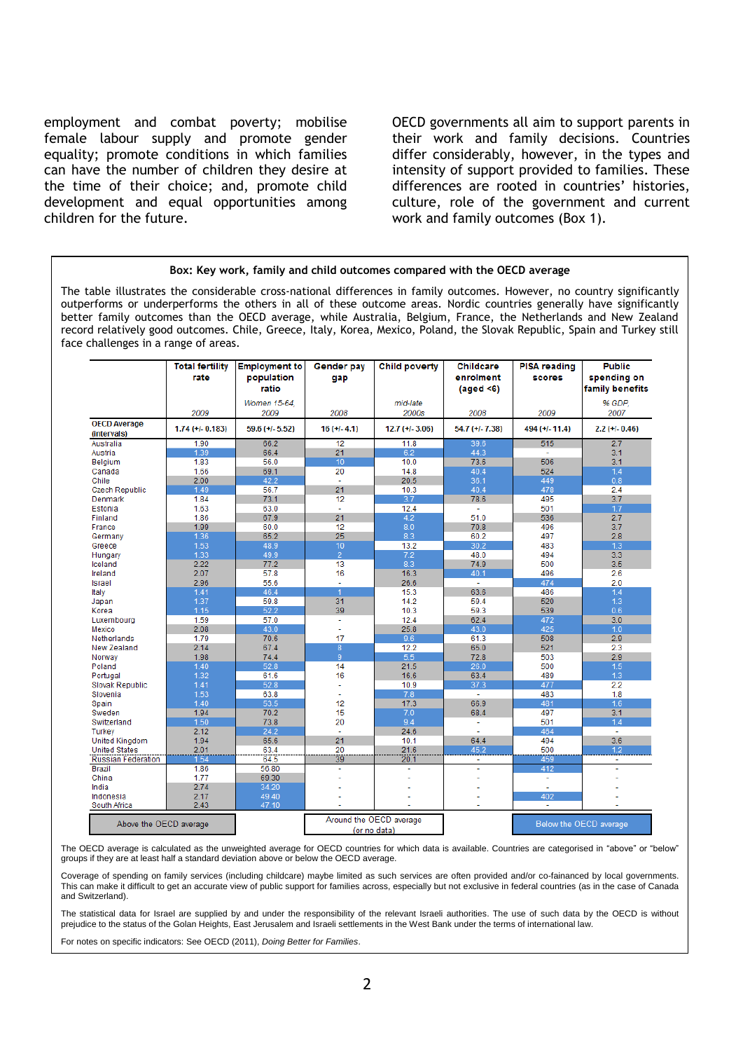employment and combat poverty; mobilise female labour supply and promote gender equality; promote conditions in which families can have the number of children they desire at the time of their choice; and, promote child development and equal opportunities among children for the future.

OECD governments all aim to support parents in their work and family decisions. Countries differ considerably, however, in the types and intensity of support provided to families. These differences are rooted in countries' histories, culture, role of the government and current work and family outcomes (Box 1).

**Box: Key work, family and child outcomes compared with the OECD average**

The table illustrates the considerable cross-national differences in family outcomes. However, no country significantly outperforms or underperforms the others in all of these outcome areas. Nordic countries generally have significantly better family outcomes than the OECD average, while Australia, Belgium, France, the Netherlands and New Zealand record relatively good outcomes. Chile, Greece, Italy, Korea, Mexico, Poland, the Slovak Republic, Spain and Turkey still face challenges in a range of areas.

| | Total fertility rate | Employment to population ratio | Gender pay gap | Child poverty | Childcare enrolment (aged <6) | PISA reading scores | Public spending on family benefits |
|---|---|---|---|---|---|---|---|
| | 2009 | Women 15-64, 2009 | 2008 | mid-late 2000s | 2008 | 2009 | % GDP, 2007 |
| OECD Average (intervals) | 1.74 (+/- 0.183) | 59.6 (+/- 5.52) | 16 (+/- 4.1) | 12.7 (+/- 3.06) | 54.7 (+/- 7.38) | 494 (+/- 11.4) | 2.2 (+/- 0.46) |
| Australia | 1.90 | 66.2 | 12 | 11.8 | 39.6 | 515 | 2.7 |
| Austria | 1.39 | 66.4 | 21 | 6.2 | 44.3 | - | 3.1 |
| Belgium | 1.83 | 56.0 | 10 | 10.0 | 73.6 | 506 | 3.1 |
| Canada | 1.66 | 69.1 | 20 | 14.8 | 40.4 | 524 | 1.4 |
| Chile | 2.00 | 42.2 | - | 20.5 | 36.1 | 449 | 0.8 |
| Czech Republic | 1.49 | 56.7 | 21 | 10.3 | 40.4 | 478 | 2.4 |
| Denmark | 1.84 | 73.1 | 12 | 3.7 | 78.6 | 495 | 3.7 |
| Estonia | 1.63 | 63.0 | - | 12.4 | - | 501 | 1.7 |
| Finland | 1.86 | 67.9 | 21 | 4.2 | 51.0 | 536 | 2.7 |
| France | 1.99 | 60.0 | 12 | 8.0 | 70.8 | 496 | 3.7 |
| Germany | 1.36 | 65.2 | 25 | 8.3 | 60.2 | 497 | 2.8 |
| Greece | 1.53 | 48.9 | 10 | 13.2 | 30.2 | 483 | 1.3 |
| Hungary | 1.33 | 49.9 | 2 | 7.2 | 48.0 | 494 | 3.3 |
| Iceland | 2.22 | 77.2 | 13 | 8.3 | 74.9 | 500 | 3.5 |
| Ireland | 2.07 | 57.8 | 16 | 16.3 | 40.1 | 496 | 2.6 |
| Israel | 2.96 | 55.6 | - | 26.6 | - | 474 | 2.0 |
| Italy | 1.41 | 46.4 | 1 | 15.3 | 63.6 | 486 | 1.4 |
| Japan | 1.37 | 59.8 | 31 | 14.2 | 59.4 | 520 | 1.3 |
| Korea | 1.15 | 52.2 | 39 | 10.3 | 59.3 | 539 | 0.6 |
| Luxembourg | 1.59 | 57.0 | - | 12.4 | 62.4 | 472 | 3.0 |
| Mexico | 2.08 | 43.0 | - | 25.8 | 43.0 | 425 | 1.0 |
| Netherlands | 1.79 | 70.6 | 17 | 9.6 | 61.3 | 508 | 2.0 |
| New Zealand | 2.14 | 67.4 | 8 | 12.2 | 65.0 | 521 | 2.3 |
| Norway | 1.98 | 74.4 | 9 | 5.5 | 72.8 | 503 | 2.9 |
| Poland | 1.40 | 52.8 | 14 | 21.5 | 26.0 | 500 | 1.5 |
| Portugal | 1.32 | 61.6 | 16 | 16.6 | 63.4 | 489 | 1.3 |
| Slovak Republic | 1.41 | 52.8 | - | 10.9 | 37.3 | 477 | 2.2 |
| Slovenia | 1.53 | 63.8 | - | 7.8 | - | 483 | 1.8 |
| Spain | 1.40 | 53.5 | 12 | 17.3 | 66.9 | 481 | 1.6 |
| Sweden | 1.94 | 70.2 | 15 | 7.0 | 68.4 | 497 | 3.1 |
| Switzerland | 1.50 | 73.8 | 20 | 9.4 | - | 501 | 1.4 |
| Turkey | 2.12 | 24.2 | - | 24.6 | - | 464 | - |
| United Kingdom | 1.94 | 65.6 | 21 | 10.1 | 64.4 | 494 | 3.6 |
| United States | 2.01 | 63.4 | 20 | 21.6 | 45.2 | 500 | 1.2 |
| Russian Federation | 1.54 | 64.5 | 39 | 20.1 | - | 459 | - |
| Brazil | 1.86 | 56.80 | - | - | - | 412 | - |
| China | 1.77 | 69.30 | - | - | - | - | - |
| India | 2.74 | 34.20 | - | - | - | - | - |
| Indonesia | 2.17 | 49.40 | - | - | - | 402 | - |
| South Africa | 2.43 | 47.10 | - | - | - | - | - |

Above the OECD average | Around the OECD average (or no data) | Below the OECD average

The OECD average is calculated as the unweighted average for OECD countries for which data is available. Countries are categorised in "above" or "below" groups if they are at least half a standard deviation above or below the OECD average.

Coverage of spending on family services (including childcare) maybe limited as such services are often provided and/or co-fainanced by local governments. This can make it difficult to get an accurate view of public support for families across, especially but not exclusive in federal countries (as in the case of Canada and Switzerland).

The statistical data for Israel are supplied by and under the responsibility of the relevant Israeli authorities. The use of such data by the OECD is without prejudice to the status of the Golan Heights, East Jerusalem and Israeli settlements in the West Bank under the terms of international law.

For notes on specific indicators: See OECD (2011), *Doing Better for Families*.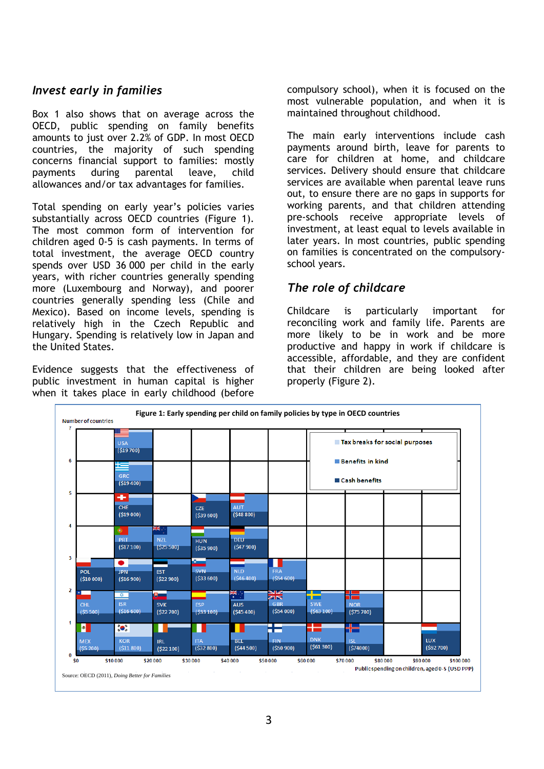## *Invest early in families*

Box 1 also shows that on average across the OECD, public spending on family benefits amounts to just over 2.2% of GDP. In most OECD countries, the majority of such spending concerns financial support to families: mostly payments during parental leave, child allowances and/or tax advantages for families.

Total spending on early year's policies varies substantially across OECD countries (Figure 1). The most common form of intervention for children aged 0-5 is cash payments. In terms of total investment, the average OECD country spends over USD 36 000 per child in the early years, with richer countries generally spending more (Luxembourg and Norway), and poorer countries generally spending less (Chile and Mexico). Based on income levels, spending is relatively high in the Czech Republic and Hungary. Spending is relatively low in Japan and the United States.

Evidence suggests that the effectiveness of public investment in human capital is higher when it takes place in early childhood (before compulsory school), when it is focused on the most vulnerable population, and when it is maintained throughout childhood.

The main early interventions include cash payments around birth, leave for parents to care for children at home, and childcare services. Delivery should ensure that childcare services are available when parental leave runs out, to ensure there are no gaps in supports for working parents, and that children attending pre-schools receive appropriate levels of investment, at least equal to levels available in later years. In most countries, public spending on families is concentrated on the compulsory-school years.

## *The role of childcare*

Childcare is particularly important for reconciling work and family life. Parents are more likely to be in work and be more productive and happy in work if childcare is accessible, affordable, and they are confident that their children are being looked after properly (Figure 2).

**Figure 1: Early spending per child on family policies by type in OECD countries**

Number of countries

Tax breaks for social purposes
Benefits in kind
Cash benefits

USA ($19 700)
GRC ($19 400)
CHF ($19 000)
PRT ($17 100)
NZL ($25 500)
CZE ($39 600)
AUT ($48 800)
HUN ($35 900)
DEU ($47 900)
POL ($10 000)
JPN ($16 900)
EST ($22 900)
SVN ($33 600)
NLD ($46 400)
FRA ($54 600)
CHL ($5 500)
ISR ($16 600)
SVK ($22 700)
ESP ($33 100)
AUS ($45 400)
GBR ($54 000)
SWE ($63 100)
NOR ($75 700)
MEX ($5 200)
KOR ($11 800)
IRL ($22 100)
ITA ($32 800)
BEL ($44 500)
FIN ($50 900)
DNK ($61 300)
ISL ($74000)
LUX ($92 700)

0 1 2 3 4 5 6 7

$0 $10 000 $20 000 $30 000 $40 000 $50 000 $60 000 $70 000 $80 000 $90 000 $100 000

Public spending on children, aged 0-5 (USD PPP)

Source: OECD (2011), *Doing Better for Families*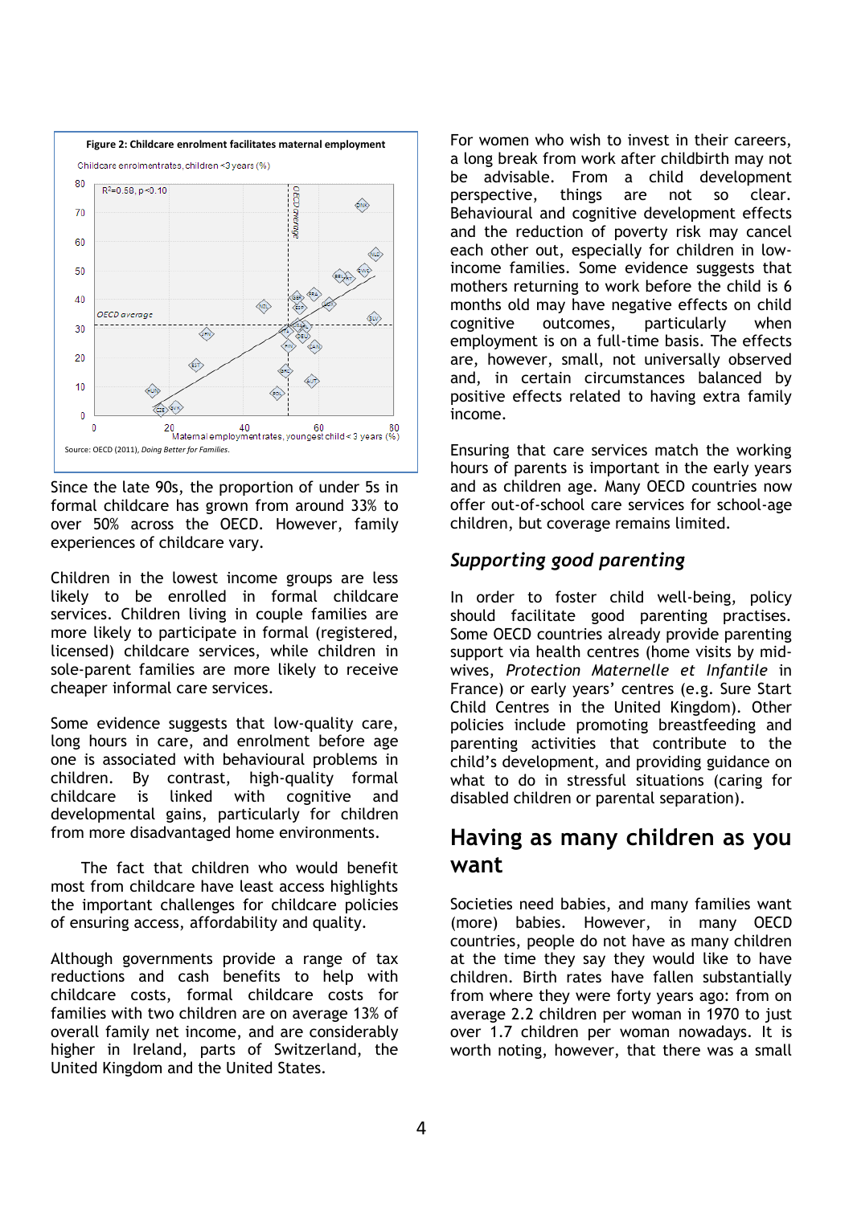**Figure 2: Childcare enrolment facilitates maternal employment**

Childcare enrolment rates, children <3 years (%)

$R^2$=0.58, p<0.10

OECD average

OECD average

0
10
20
30
40
50
60
70
80

0
20
40
60
80

Maternal employment rates, youngest child < 3 years (%)

Source: OECD (2011), *Doing Better for Families*.

Since the late 90s, the proportion of under 5s in formal childcare has grown from around 33% to over 50% across the OECD. However, family experiences of childcare vary.

Children in the lowest income groups are less likely to be enrolled in formal childcare services. Children living in couple families are more likely to participate in formal (registered, licensed) childcare services, while children in sole-parent families are more likely to receive cheaper informal care services.

Some evidence suggests that low-quality care, long hours in care, and enrolment before age one is associated with behavioural problems in children. By contrast, high-quality formal childcare is linked with cognitive and developmental gains, particularly for children from more disadvantaged home environments.

The fact that children who would benefit most from childcare have least access highlights the important challenges for childcare policies of ensuring access, affordability and quality.

Although governments provide a range of tax reductions and cash benefits to help with childcare costs, formal childcare costs for families with two children are on average 13% of overall family net income, and are considerably higher in Ireland, parts of Switzerland, the United Kingdom and the United States.

For women who wish to invest in their careers, a long break from work after childbirth may not be advisable. From a child development perspective, things are not so clear. Behavioural and cognitive development effects and the reduction of poverty risk may cancel each other out, especially for children in low-income families. Some evidence suggests that mothers returning to work before the child is 6 months old may have negative effects on child cognitive outcomes, particularly when employment is on a full-time basis. The effects are, however, small, not universally observed and, in certain circumstances balanced by positive effects related to having extra family income.

Ensuring that care services match the working hours of parents is important in the early years and as children age. Many OECD countries now offer out-of-school care services for school-age children, but coverage remains limited.

### *Supporting good parenting*

In order to foster child well-being, policy should facilitate good parenting practises. Some OECD countries already provide parenting support via health centres (home visits by mid-wives, *Protection Maternelle et Infantile* in France) or early years' centres (e.g. Sure Start Child Centres in the United Kingdom). Other policies include promoting breastfeeding and parenting activities that contribute to the child's development, and providing guidance on what to do in stressful situations (caring for disabled children or parental separation).

## Having as many children as you want

Societies need babies, and many families want (more) babies. However, in many OECD countries, people do not have as many children at the time they say they would like to have children. Birth rates have fallen substantially from where they were forty years ago: from on average 2.2 children per woman in 1970 to just over 1.7 children per woman nowadays. It is worth noting, however, that there was a small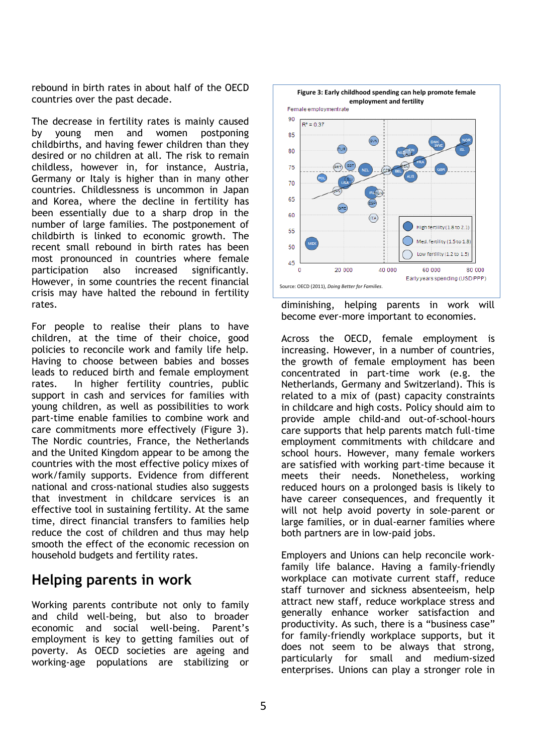rebound in birth rates in about half of the OECD countries over the past decade.

The decrease in fertility rates is mainly caused by young men and women postponing childbirths, and having fewer children than they desired or no children at all. The risk to remain childless, however in, for instance, Austria, Germany or Italy is higher than in many other countries. Childlessness is uncommon in Japan and Korea, where the decline in fertility has been essentially due to a sharp drop in the number of large families. The postponement of childbirth is linked to economic growth. The recent small rebound in birth rates has been most pronounced in countries where female participation also increased significantly. However, in some countries the recent financial crisis may have halted the rebound in fertility rates.

For people to realise their plans to have children, at the time of their choice, good policies to reconcile work and family life help. Having to choose between babies and bosses leads to reduced birth and female employment rates. In higher fertility countries, public support in cash and services for families with young children, as well as possibilities to work part-time enable families to combine work and care commitments more effectively (Figure 3). The Nordic countries, France, the Netherlands and the United Kingdom appear to be among the countries with the most effective policy mixes of work/family supports. Evidence from different national and cross-national studies also suggests that investment in childcare services is an effective tool in sustaining fertility. At the same time, direct financial transfers to families help reduce the cost of children and thus may help smooth the effect of the economic recession on household budgets and fertility rates.

## Helping parents in work

Working parents contribute not only to family and child well-being, but also to broader economic and social well-being. Parent's employment is key to getting families out of poverty. As OECD societies are ageing and working-age populations are stabilizing or diminishing, helping parents in work will become ever-more important to economies.

**Figure 3: Early childhood spending can help promote female employment and fertility**

Female employment rate

90
85
80
75
70
65
60
55
50
45

$R^2 = 0.37$

0
20 000
40 000
60 000
80 000

Early years spending (USD PPP)

High fertility (1.8 to 2.1)
Med. fertility (1.5 to 1.8)
Low fertility (1.2 to 1.5)

MEX, GRC, ITA, ESP, POL, JPN, USA, SVK, IRL, LUX, PRT, EST, TUR, NZL, SVN, CZE, BEL, AUS, FRA, NLD, FIN, AUT, DNK, SWE, NOR, ISL, GBR, CHE

Source: OECD (2011), *Doing Better for Families*.

Across the OECD, female employment is increasing. However, in a number of countries, the growth of female employment has been concentrated in part-time work (e.g. the Netherlands, Germany and Switzerland). This is related to a mix of (past) capacity constraints in childcare and high costs. Policy should aim to provide ample child-and out-of-school-hours care supports that help parents match full-time employment commitments with childcare and school hours. However, many female workers are satisfied with working part-time because it meets their needs. Nonetheless, working reduced hours on a prolonged basis is likely to have career consequences, and frequently it will not help avoid poverty in sole-parent or large families, or in dual-earner families where both partners are in low-paid jobs.

Employers and Unions can help reconcile work-family life balance. Having a family-friendly workplace can motivate current staff, reduce staff turnover and sickness absenteeism, help attract new staff, reduce workplace stress and generally enhance worker satisfaction and productivity. As such, there is a "business case" for family-friendly workplace supports, but it does not seem to be always that strong, particularly for small and medium-sized enterprises. Unions can play a stronger role in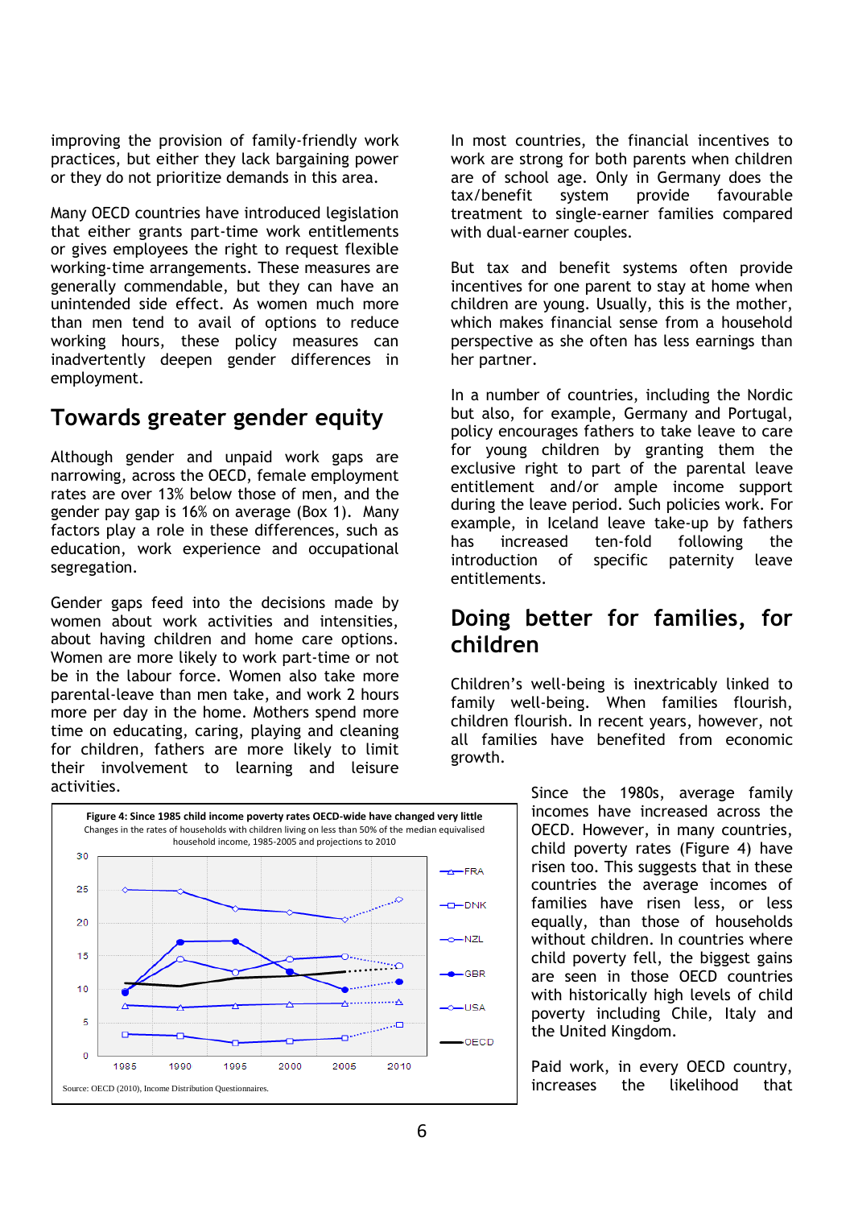improving the provision of family-friendly work practices, but either they lack bargaining power or they do not prioritize demands in this area.

Many OECD countries have introduced legislation that either grants part-time work entitlements or gives employees the right to request flexible working-time arrangements. These measures are generally commendable, but they can have an unintended side effect. As women much more than men tend to avail of options to reduce working hours, these policy measures can inadvertently deepen gender differences in employment.

## Towards greater gender equity

Although gender and unpaid work gaps are narrowing, across the OECD, female employment rates are over 13% below those of men, and the gender pay gap is 16% on average (Box 1). Many factors play a role in these differences, such as education, work experience and occupational segregation.

Gender gaps feed into the decisions made by women about work activities and intensities, about having children and home care options. Women are more likely to work part-time or not be in the labour force. Women also take more parental-leave than men take, and work 2 hours more per day in the home. Mothers spend more time on educating, caring, playing and cleaning for children, fathers are more likely to limit their involvement to learning and leisure activities.

**Figure 4: Since 1985 child income poverty rates OECD-wide have changed very little**

Changes in the rates of households with children living on less than 50% of the median equivalised household income, 1985-2005 and projections to 2010

30
25
20
15
10
5
0

1985 1990 1995 2000 2005 2010

FRA
DNK
NZL
GBR
USA
OECD

Source: OECD (2010), Income Distribution Questionnaires.

In most countries, the financial incentives to work are strong for both parents when children are of school age. Only in Germany does the tax/benefit system provide favourable treatment to single-earner families compared with dual-earner couples.

But tax and benefit systems often provide incentives for one parent to stay at home when children are young. Usually, this is the mother, which makes financial sense from a household perspective as she often has less earnings than her partner.

In a number of countries, including the Nordic but also, for example, Germany and Portugal, policy encourages fathers to take leave to care for young children by granting them the exclusive right to part of the parental leave entitlement and/or ample income support during the leave period. Such policies work. For example, in Iceland leave take-up by fathers has increased ten-fold following the introduction of specific paternity leave entitlements.

## Doing better for families, for children

Children's well-being is inextricably linked to family well-being. When families flourish, children flourish. In recent years, however, not all families have benefited from economic growth.

Since the 1980s, average family incomes have increased across the OECD. However, in many countries, child poverty rates (Figure 4) have risen too. This suggests that in these countries the average incomes of families have risen less, or less equally, than those of households without children. In countries where child poverty fell, the biggest gains are seen in those OECD countries with historically high levels of child poverty including Chile, Italy and the United Kingdom.

Paid work, in every OECD country, increases the likelihood that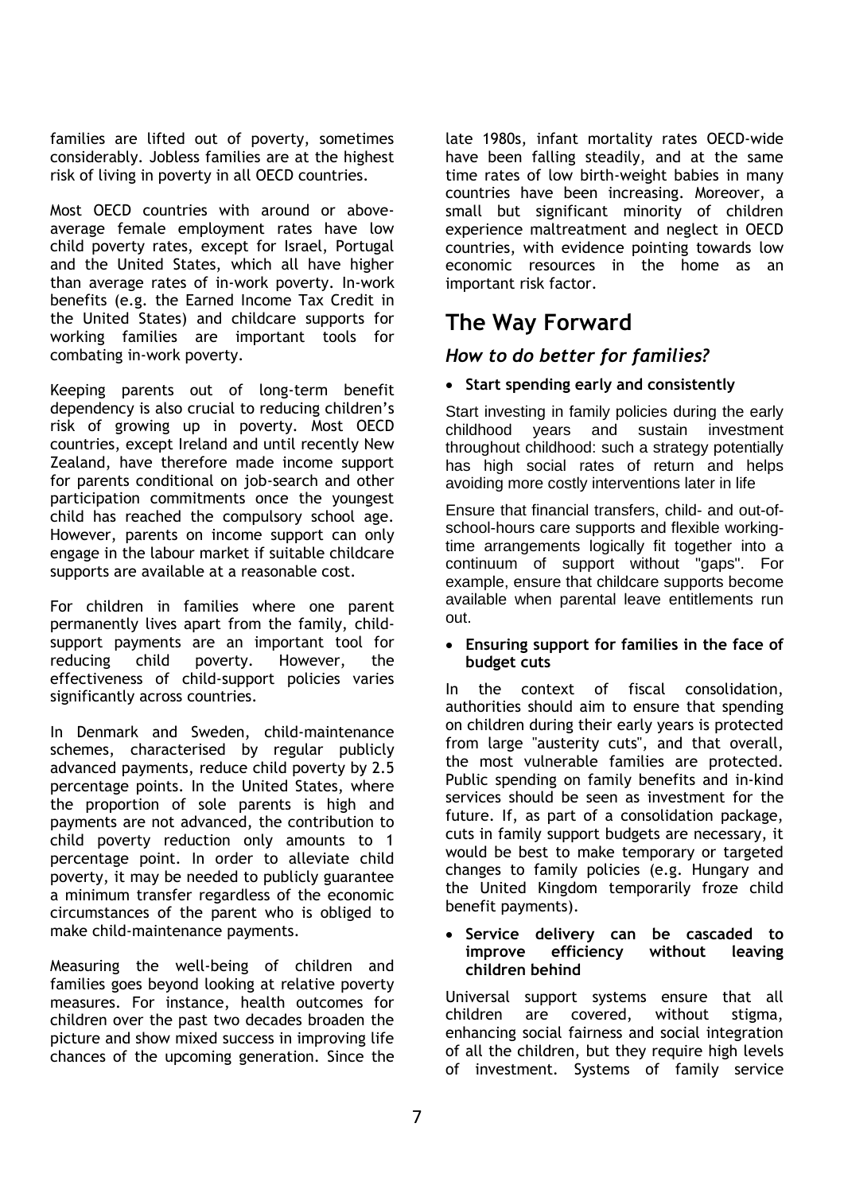families are lifted out of poverty, sometimes considerably. Jobless families are at the highest risk of living in poverty in all OECD countries.

Most OECD countries with around or above-average female employment rates have low child poverty rates, except for Israel, Portugal and the United States, which all have higher than average rates of in-work poverty. In-work benefits (e.g. the Earned Income Tax Credit in the United States) and childcare supports for working families are important tools for combating in-work poverty.

Keeping parents out of long-term benefit dependency is also crucial to reducing children's risk of growing up in poverty. Most OECD countries, except Ireland and until recently New Zealand, have therefore made income support for parents conditional on job-search and other participation commitments once the youngest child has reached the compulsory school age. However, parents on income support can only engage in the labour market if suitable childcare supports are available at a reasonable cost.

For children in families where one parent permanently lives apart from the family, child-support payments are an important tool for reducing child poverty. However, the effectiveness of child-support policies varies significantly across countries.

In Denmark and Sweden, child-maintenance schemes, characterised by regular publicly advanced payments, reduce child poverty by 2.5 percentage points. In the United States, where the proportion of sole parents is high and payments are not advanced, the contribution to child poverty reduction only amounts to 1 percentage point. In order to alleviate child poverty, it may be needed to publicly guarantee a minimum transfer regardless of the economic circumstances of the parent who is obliged to make child-maintenance payments.

Measuring the well-being of children and families goes beyond looking at relative poverty measures. For instance, health outcomes for children over the past two decades broaden the picture and show mixed success in improving life chances of the upcoming generation. Since the late 1980s, infant mortality rates OECD-wide have been falling steadily, and at the same time rates of low birth-weight babies in many countries have been increasing. Moreover, a small but significant minority of children experience maltreatment and neglect in OECD countries, with evidence pointing towards low economic resources in the home as an important risk factor.

# The Way Forward

## *How to do better for families?*

- **Start spending early and consistently**

Start investing in family policies during the early childhood years and sustain investment throughout childhood: such a strategy potentially has high social rates of return and helps avoiding more costly interventions later in life

Ensure that financial transfers, child- and out-of-school-hours care supports and flexible working-time arrangements logically fit together into a continuum of support without "gaps". For example, ensure that childcare supports become available when parental leave entitlements run out.

- **Ensuring support for families in the face of budget cuts**

In the context of fiscal consolidation, authorities should aim to ensure that spending on children during their early years is protected from large "austerity cuts", and that overall, the most vulnerable families are protected. Public spending on family benefits and in-kind services should be seen as investment for the future. If, as part of a consolidation package, cuts in family support budgets are necessary, it would be best to make temporary or targeted changes to family policies (e.g. Hungary and the United Kingdom temporarily froze child benefit payments).

- **Service delivery can be cascaded to improve efficiency without leaving children behind**

Universal support systems ensure that all children are covered, without stigma, enhancing social fairness and social integration of all the children, but they require high levels of investment. Systems of family service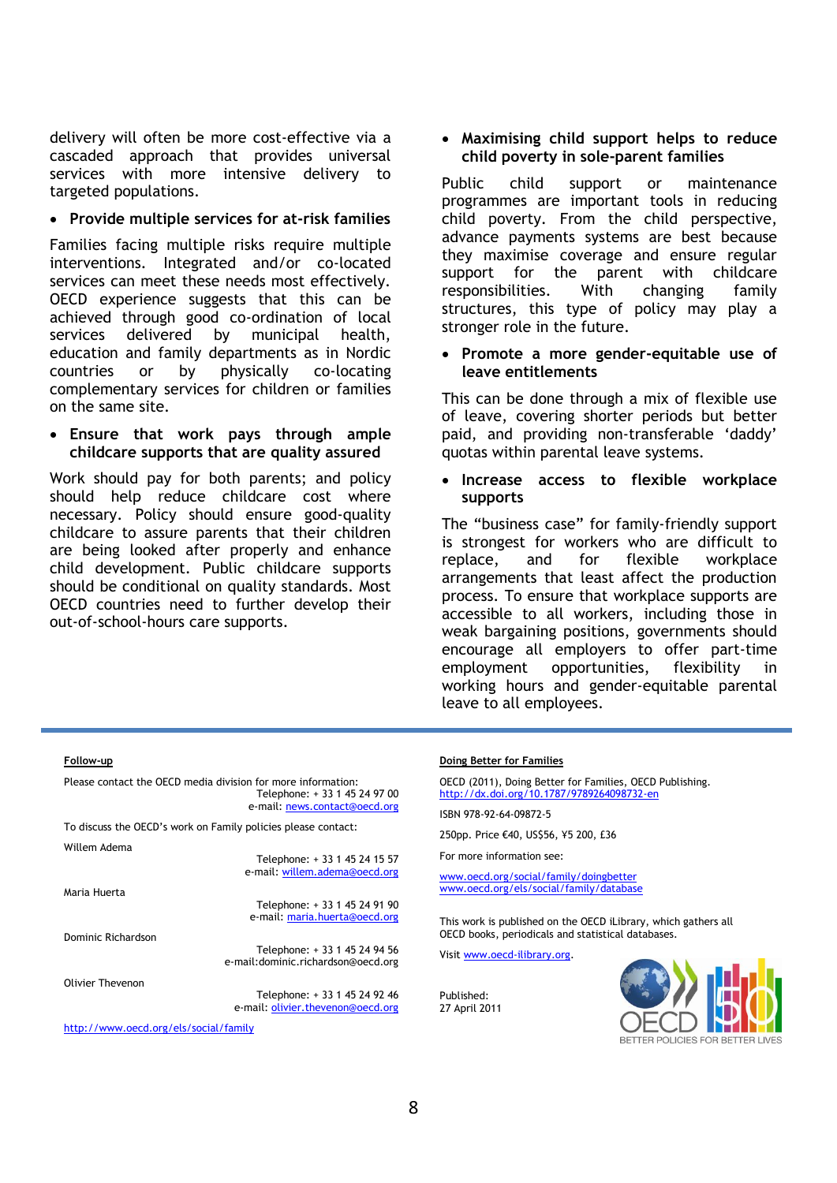delivery will often be more cost-effective via a cascaded approach that provides universal services with more intensive delivery to targeted populations.

- **Provide multiple services for at-risk families**

Families facing multiple risks require multiple interventions. Integrated and/or co-located services can meet these needs most effectively. OECD experience suggests that this can be achieved through good co-ordination of local services delivered by municipal health, education and family departments as in Nordic countries or by physically co-locating complementary services for children or families on the same site.

- **Ensure that work pays through ample childcare supports that are quality assured**

Work should pay for both parents; and policy should help reduce childcare cost where necessary. Policy should ensure good-quality childcare to assure parents that their children are being looked after properly and enhance child development. Public childcare supports should be conditional on quality standards. Most OECD countries need to further develop their out-of-school-hours care supports.

- **Maximising child support helps to reduce child poverty in sole-parent families**

Public child support or maintenance programmes are important tools in reducing child poverty. From the child perspective, advance payments systems are best because they maximise coverage and ensure regular support for the parent with childcare responsibilities. With changing family structures, this type of policy may play a stronger role in the future.

- **Promote a more gender-equitable use of leave entitlements**

This can be done through a mix of flexible use of leave, covering shorter periods but better paid, and providing non-transferable 'daddy' quotas within parental leave systems.

- **Increase access to flexible workplace supports**

The "business case" for family-friendly support is strongest for workers who are difficult to replace, and for flexible workplace arrangements that least affect the production process. To ensure that workplace supports are accessible to all workers, including those in weak bargaining positions, governments should encourage all employers to offer part-time employment opportunities, flexibility in working hours and gender-equitable parental leave to all employees.

---

**Follow-up**

Please contact the OECD media division for more information:
Telephone: + 33 1 45 24 97 00
e-mail: news.contact@oecd.org

To discuss the OECD's work on Family policies please contact:

Willem Adema
Telephone: + 33 1 45 24 15 57
e-mail: willem.adema@oecd.org

Maria Huerta
Telephone: + 33 1 45 24 91 90
e-mail: maria.huerta@oecd.org

Dominic Richardson
Telephone: + 33 1 45 24 94 56
e-mail:dominic.richardson@oecd.org

Olivier Thevenon
Telephone: + 33 1 45 24 92 46
e-mail: olivier.thevenon@oecd.org

http://www.oecd.org/els/social/family

**Doing Better for Families**

OECD (2011), Doing Better for Families, OECD Publishing.
http://dx.doi.org/10.1787/9789264098732-en

ISBN 978-92-64-09872-5

250pp. Price €40, US$56, ¥5 200, £36

For more information see:

www.oecd.org/social/family/doingbetter
www.oecd.org/els/social/family/database

This work is published on the OECD iLibrary, which gathers all OECD books, periodicals and statistical databases.

Visit www.oecd-ilibrary.org.

Published:
27 April 2011

OECD BETTER POLICIES FOR BETTER LIVES